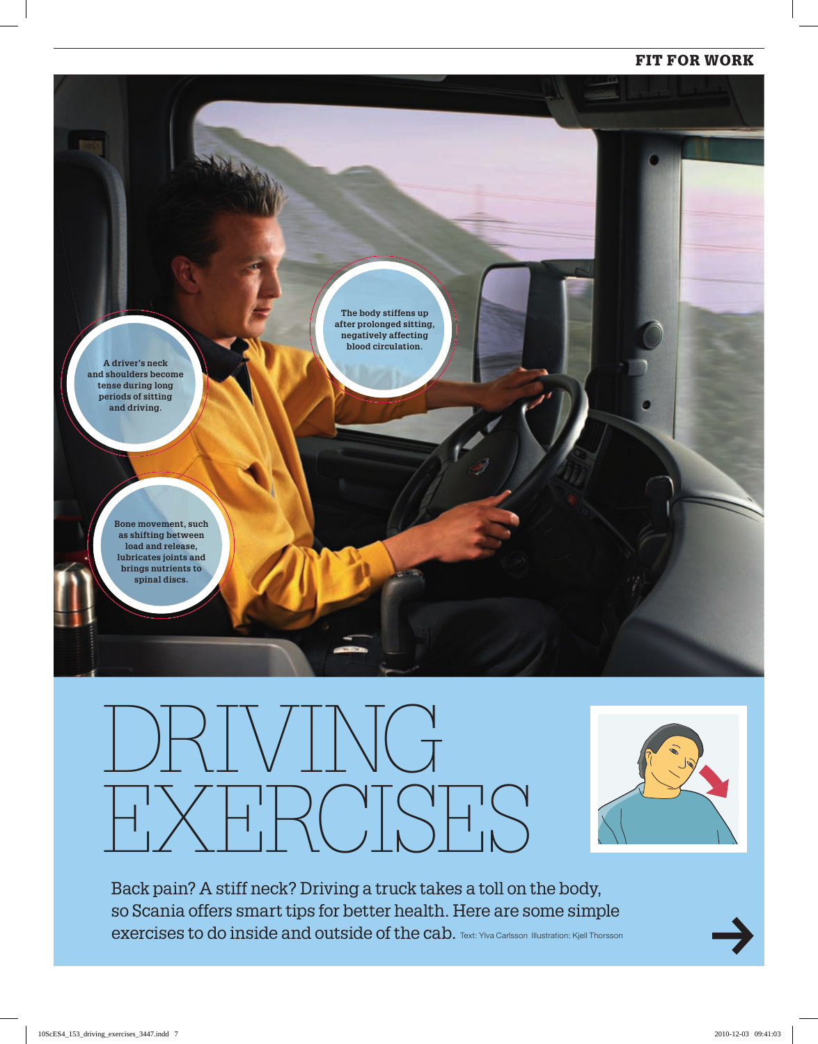A driver's neck and shoulders become tense during long periods of sitting and driving.

The body stiffens up after prolonged sitting, negatively affecting blood circulation.

Bone movement, such as shifting between load and release, lubricates joints and brings nutrients to spinal discs.

# DRIVING EXERCISES

Back pain? A stiff neck? Driving a truck takes a toll on the body, so Scania offers smart tips for better health. Here are some simple exercises to do inside and outside of the cab. Text: Ylva Carlsson Illustration: Kjell Thorsson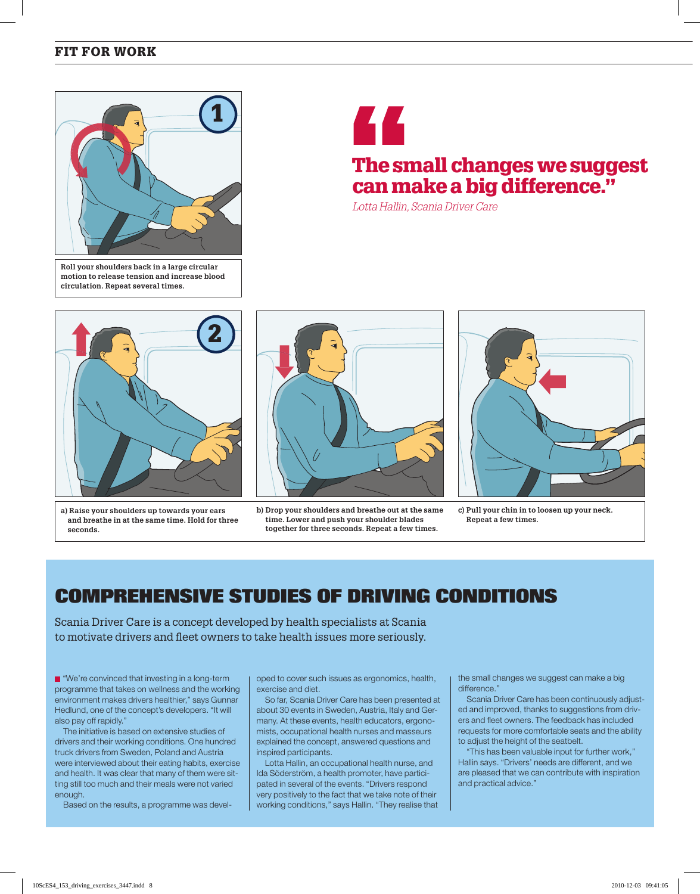## FIT FOR WORK

**1**

Roll your shoulders back in a large circular motion to release tension and increase blood circulation. Repeat several times.

> **The small changes we suggest can make a big difference."**
>
> *Lotta Hallin, Scania Driver Care*

**2**

a) Raise your shoulders up towards your ears and breathe in at the same time. Hold for three seconds.

b) Drop your shoulders and breathe out at the same time. Lower and push your shoulder blades together for three seconds. Repeat a few times.

c) Pull your chin in to loosen up your neck. Repeat a few times.

# COMPREHENSIVE STUDIES OF DRIVING CONDITIONS

Scania Driver Care is a concept developed by health specialists at Scania to motivate drivers and fleet owners to take health issues more seriously.

"We're convinced that investing in a long-term programme that takes on wellness and the working environment makes drivers healthier," says Gunnar Hedlund, one of the concept's developers. "It will also pay off rapidly."

The initiative is based on extensive studies of drivers and their working conditions. One hundred truck drivers from Sweden, Poland and Austria were interviewed about their eating habits, exercise and health. It was clear that many of them were sitting still too much and their meals were not varied enough.

Based on the results, a programme was developed to cover such issues as ergonomics, health, exercise and diet.

So far, Scania Driver Care has been presented at about 30 events in Sweden, Austria, Italy and Germany. At these events, health educators, ergonomists, occupational health nurses and masseurs explained the concept, answered questions and inspired participants.

Lotta Hallin, an occupational health nurse, and Ida Söderström, a health promoter, have participated in several of the events. "Drivers respond very positively to the fact that we take note of their working conditions," says Hallin. "They realise that the small changes we suggest can make a big difference."

Scania Driver Care has been continuously adjusted and improved, thanks to suggestions from drivers and fleet owners. The feedback has included requests for more comfortable seats and the ability to adjust the height of the seatbelt.

"This has been valuable input for further work," Hallin says. "Drivers' needs are different, and we are pleased that we can contribute with inspiration and practical advice."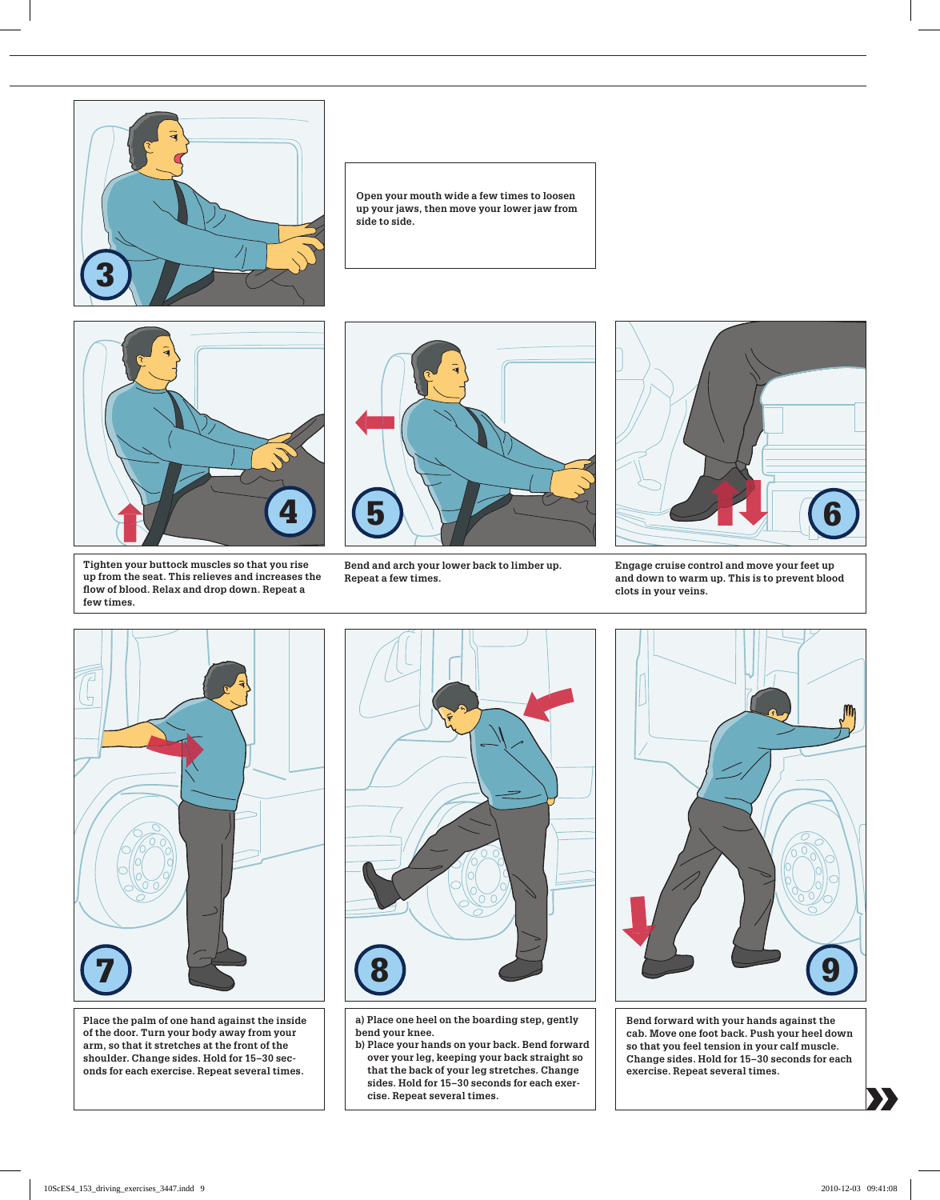**3**

Open your mouth wide a few times to loosen up your jaws, then move your lower jaw from side to side.

**4**

Tighten your buttock muscles so that you rise up from the seat. This relieves and increases the flow of blood. Relax and drop down. Repeat a few times.

**5**

Bend and arch your lower back to limber up. Repeat a few times.

**6**

Engage cruise control and move your feet up and down to warm up. This is to prevent blood clots in your veins.

**7**

Place the palm of one hand against the inside of the door. Turn your body away from your arm, so that it stretches at the front of the shoulder. Change sides. Hold for 15–30 seconds for each exercise. Repeat several times.

**8**

a) Place one heel on the boarding step, gently bend your knee.

b) Place your hands on your back. Bend forward over your leg, keeping your back straight so that the back of your leg stretches. Change sides. Hold for 15–30 seconds for each exercise. Repeat several times.

**9**

Bend forward with your hands against the cab. Move one foot back. Push your heel down so that you feel tension in your calf muscle. Change sides. Hold for 15–30 seconds for each exercise. Repeat several times.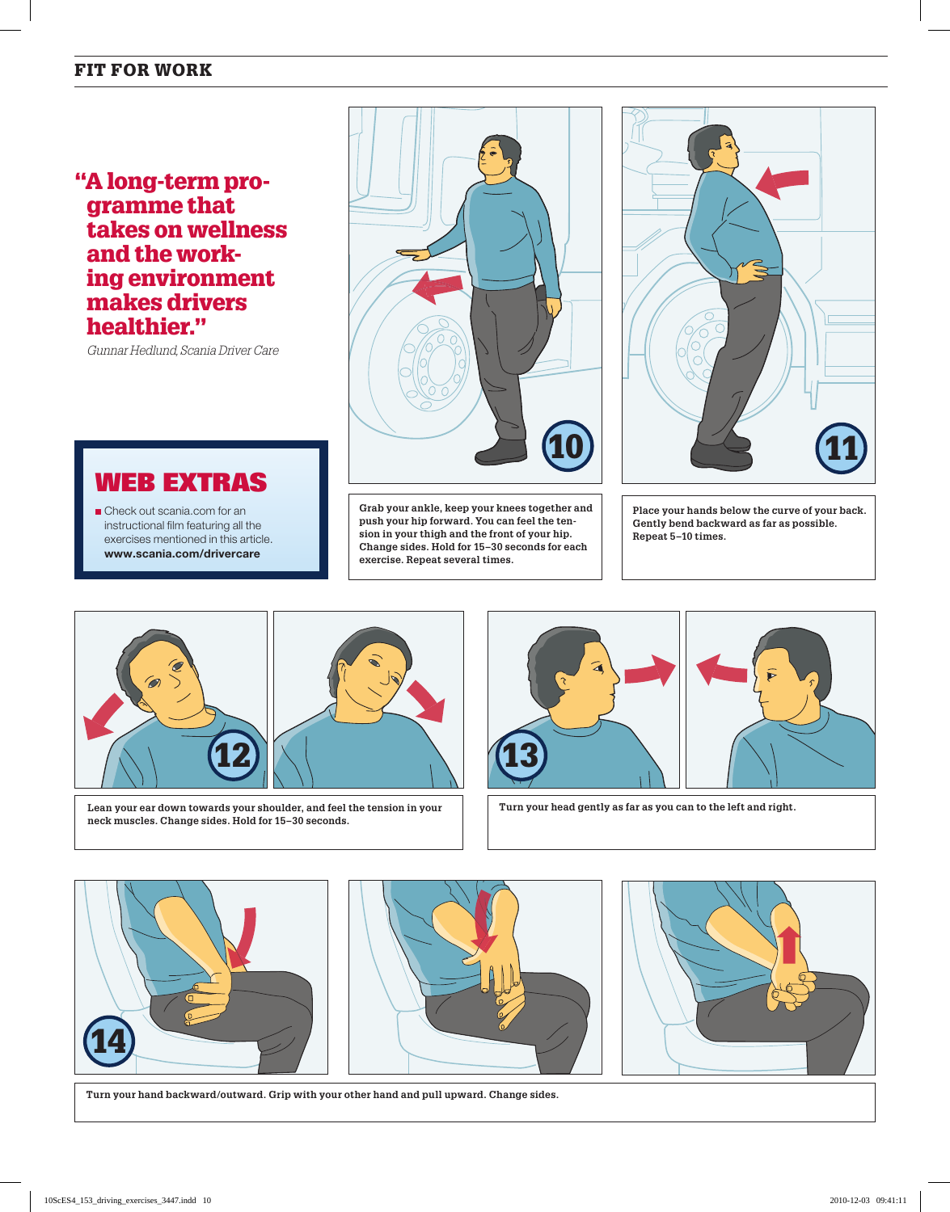“A long-term programme that takes on wellness and the working environment makes drivers healthier.”

*Gunnar Hedlund, Scania Driver Care*

## WEB EXTRAS

- Check out scania.com for an instructional film featuring all the exercises mentioned in this article. **www.scania.com/drivercare**

**10** Grab your ankle, keep your knees together and push your hip forward. You can feel the tension in your thigh and the front of your hip. Change sides. Hold for 15–30 seconds for each exercise. Repeat several times.

**11** Place your hands below the curve of your back. Gently bend backward as far as possible. Repeat 5–10 times.

**12** Lean your ear down towards your shoulder, and feel the tension in your neck muscles. Change sides. Hold for 15–30 seconds.

**13** Turn your head gently as far as you can to the left and right.

**14** Turn your hand backward/outward. Grip with your other hand and pull upward. Change sides.